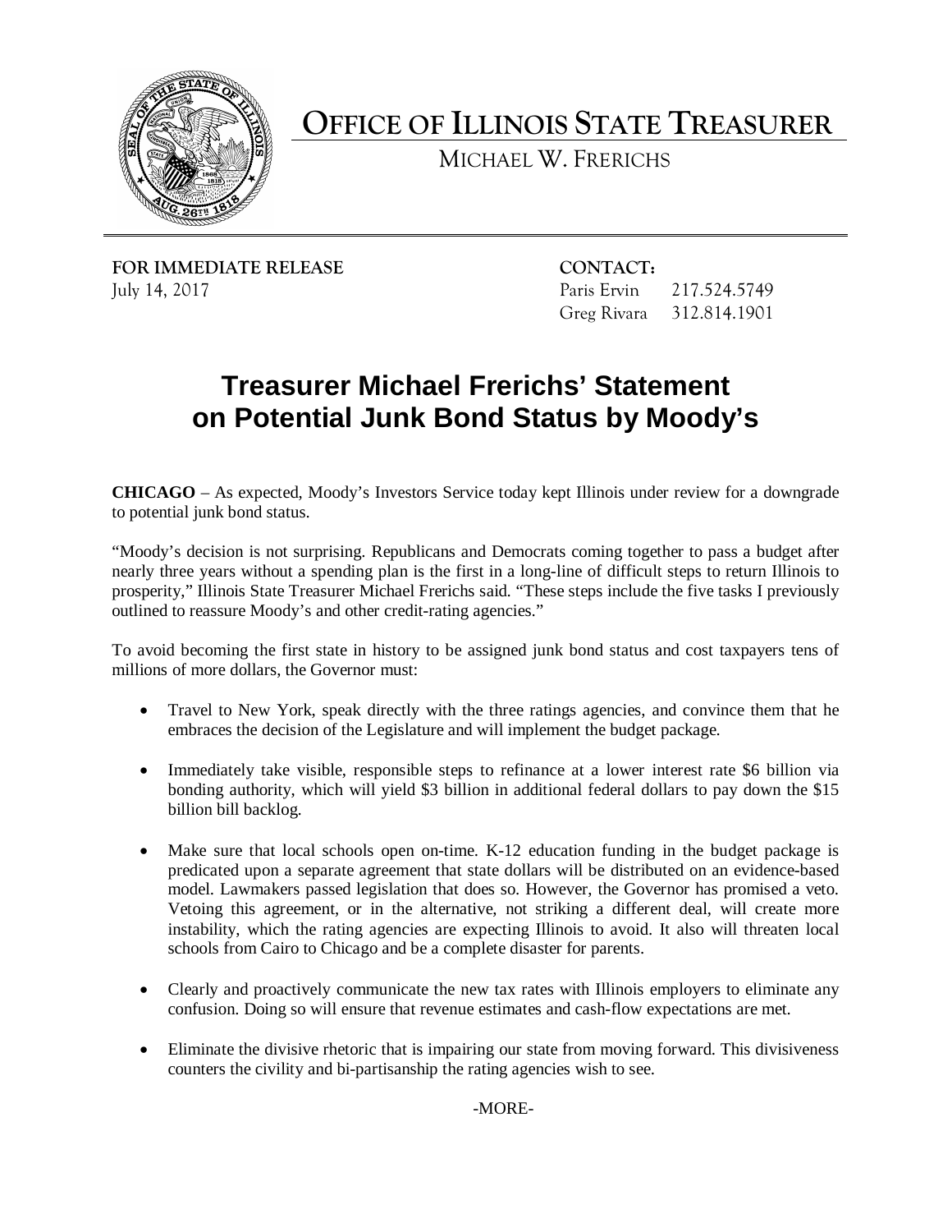# OFFICE OF ILLINOIS STATE TREASURER

MICHAEL W. FRERICHS

**FOR IMMEDIATE RELEASE**
July 14, 2017

**CONTACT:**
Paris Ervin 217.524.5749
Greg Rivara 312.814.1901

## Treasurer Michael Frerichs' Statement on Potential Junk Bond Status by Moody's

**CHICAGO** – As expected, Moody's Investors Service today kept Illinois under review for a downgrade to potential junk bond status.

"Moody's decision is not surprising. Republicans and Democrats coming together to pass a budget after nearly three years without a spending plan is the first in a long-line of difficult steps to return Illinois to prosperity," Illinois State Treasurer Michael Frerichs said. "These steps include the five tasks I previously outlined to reassure Moody's and other credit-rating agencies."

To avoid becoming the first state in history to be assigned junk bond status and cost taxpayers tens of millions of more dollars, the Governor must:

- Travel to New York, speak directly with the three ratings agencies, and convince them that he embraces the decision of the Legislature and will implement the budget package.
- Immediately take visible, responsible steps to refinance at a lower interest rate $6 billion via bonding authority, which will yield $3 billion in additional federal dollars to pay down the $15 billion bill backlog.
- Make sure that local schools open on-time. K-12 education funding in the budget package is predicated upon a separate agreement that state dollars will be distributed on an evidence-based model. Lawmakers passed legislation that does so. However, the Governor has promised a veto. Vetoing this agreement, or in the alternative, not striking a different deal, will create more instability, which the rating agencies are expecting Illinois to avoid. It also will threaten local schools from Cairo to Chicago and be a complete disaster for parents.
- Clearly and proactively communicate the new tax rates with Illinois employers to eliminate any confusion. Doing so will ensure that revenue estimates and cash-flow expectations are met.
- Eliminate the divisive rhetoric that is impairing our state from moving forward. This divisiveness counters the civility and bi-partisanship the rating agencies wish to see.

-MORE-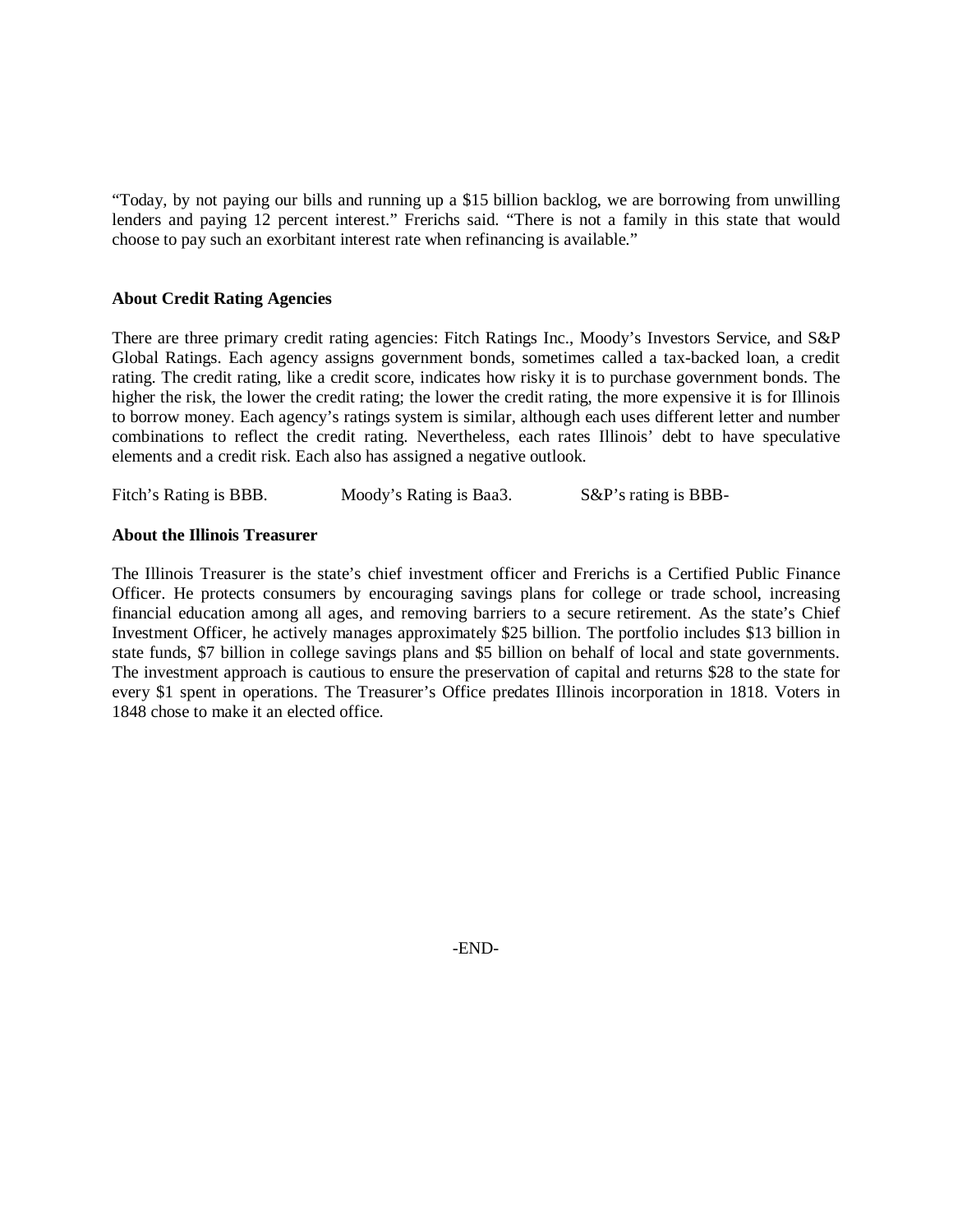"Today, by not paying our bills and running up a $15 billion backlog, we are borrowing from unwilling lenders and paying 12 percent interest." Frerichs said. "There is not a family in this state that would choose to pay such an exorbitant interest rate when refinancing is available."

**About Credit Rating Agencies**

There are three primary credit rating agencies: Fitch Ratings Inc., Moody's Investors Service, and S&P Global Ratings. Each agency assigns government bonds, sometimes called a tax-backed loan, a credit rating. The credit rating, like a credit score, indicates how risky it is to purchase government bonds. The higher the risk, the lower the credit rating; the lower the credit rating, the more expensive it is for Illinois to borrow money. Each agency's ratings system is similar, although each uses different letter and number combinations to reflect the credit rating. Nevertheless, each rates Illinois' debt to have speculative elements and a credit risk. Each also has assigned a negative outlook.

Fitch's Rating is BBB. Moody's Rating is Baa3. S&P's rating is BBB-

**About the Illinois Treasurer**

The Illinois Treasurer is the state's chief investment officer and Frerichs is a Certified Public Finance Officer. He protects consumers by encouraging savings plans for college or trade school, increasing financial education among all ages, and removing barriers to a secure retirement. As the state's Chief Investment Officer, he actively manages approximately $25 billion. The portfolio includes $13 billion in state funds, $7 billion in college savings plans and $5 billion on behalf of local and state governments. The investment approach is cautious to ensure the preservation of capital and returns $28 to the state for every $1 spent in operations. The Treasurer's Office predates Illinois incorporation in 1818. Voters in 1848 chose to make it an elected office.

-END-